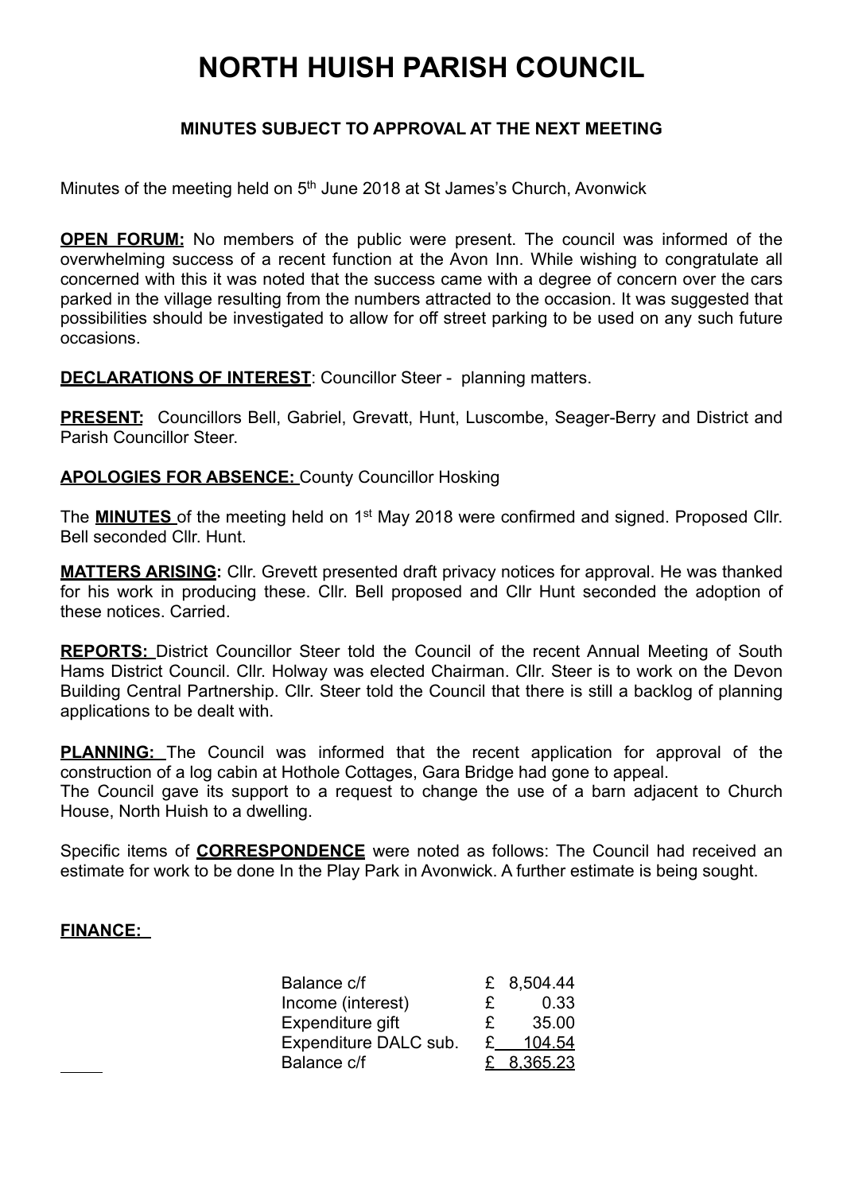# NORTH HUISH PARISH COUNCIL

### MINUTES SUBJECT TO APPROVAL AT THE NEXT MEETING

Minutes of the meeting held on 5th June 2018 at St James's Church, Avonwick

**OPEN FORUM:** No members of the public were present. The council was informed of the overwhelming success of a recent function at the Avon Inn. While wishing to congratulate all concerned with this it was noted that the success came with a degree of concern over the cars parked in the village resulting from the numbers attracted to the occasion. It was suggested that possibilities should be investigated to allow for off street parking to be used on any such future occasions.

**DECLARATIONS OF INTEREST**: Councillor Steer - planning matters.

**PRESENT:** Councillors Bell, Gabriel, Grevatt, Hunt, Luscombe, Seager-Berry and District and Parish Councillor Steer.

**APOLOGIES FOR ABSENCE:** County Councillor Hosking

The **MINUTES** of the meeting held on 1st May 2018 were confirmed and signed. Proposed Cllr. Bell seconded Cllr. Hunt.

**MATTERS ARISING:** Cllr. Grevatt presented draft privacy notices for approval. He was thanked for his work in producing these. Cllr. Bell proposed and Cllr Hunt seconded the adoption of these notices. Carried.

**REPORTS:** District Councillor Steer told the Council of the recent Annual Meeting of South Hams District Council. Cllr. Holway was elected Chairman. Cllr. Steer is to work on the Devon Building Central Partnership. Cllr. Steer told the Council that there is still a backlog of planning applications to be dealt with.

**PLANNING:** The Council was informed that the recent application for approval of the construction of a log cabin at Hothole Cottages, Gara Bridge had gone to appeal.
The Council gave its support to a request to change the use of a barn adjacent to Church House, North Huish to a dwelling.

Specific items of **CORRESPONDENCE** were noted as follows: The Council had received an estimate for work to be done In the Play Park in Avonwick. A further estimate is being sought.

**FINANCE:**

| | |
|---|---|
| Balance c/f | £ 8,504.44 |
| Income (interest) | £ 0.33 |
| Expenditure gift | £ 35.00 |
| Expenditure DALC sub. | £ 104.54 |
| Balance c/f | £ 8,365.23 |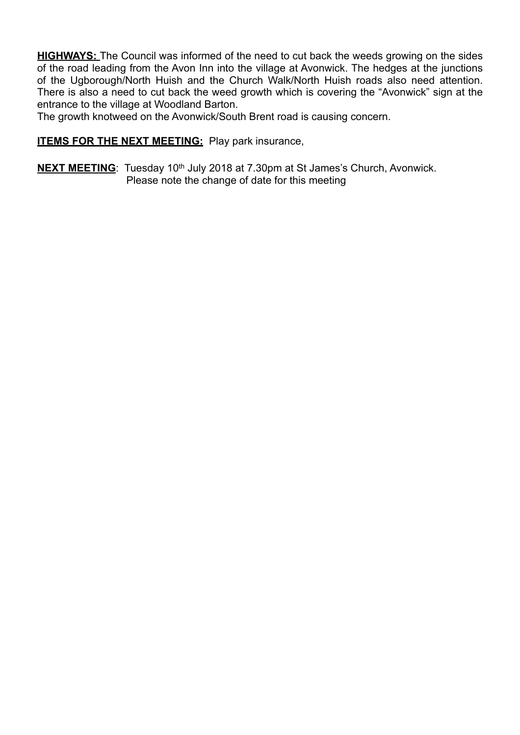**HIGHWAYS:** The Council was informed of the need to cut back the weeds growing on the sides of the road leading from the Avon Inn into the village at Avonwick. The hedges at the junctions of the Ugborough/North Huish and the Church Walk/North Huish roads also need attention. There is also a need to cut back the weed growth which is covering the "Avonwick" sign at the entrance to the village at Woodland Barton.
The growth knotweed on the Avonwick/South Brent road is causing concern.

**ITEMS FOR THE NEXT MEETING:** Play park insurance,

**NEXT MEETING**: Tuesday 10th July 2018 at 7.30pm at St James's Church, Avonwick.
Please note the change of date for this meeting